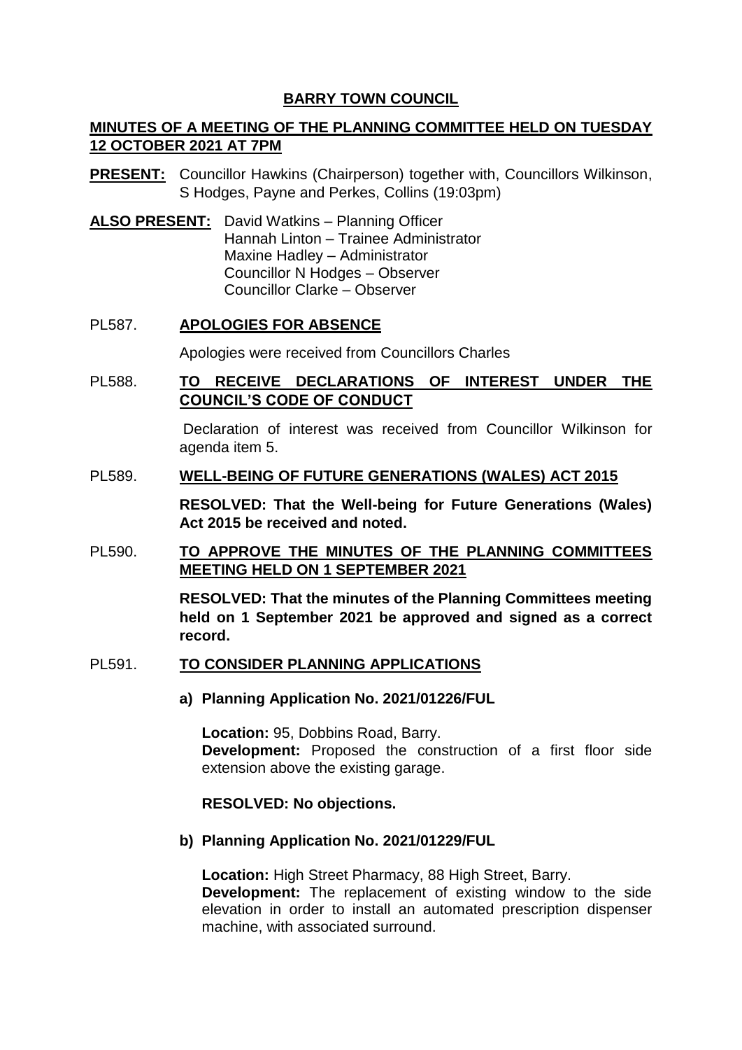# BARRY TOWN COUNCIL

## MINUTES OF A MEETING OF THE PLANNING COMMITTEE HELD ON TUESDAY 12 OCTOBER 2021 AT 7PM

**PRESENT:** Councillor Hawkins (Chairperson) together with, Councillors Wilkinson, S Hodges, Payne and Perkes, Collins (19:03pm)

**ALSO PRESENT:** David Watkins – Planning Officer
Hannah Linton – Trainee Administrator
Maxine Hadley – Administrator
Councillor N Hodges – Observer
Councillor Clarke – Observer

### PL587. APOLOGIES FOR ABSENCE

Apologies were received from Councillors Charles

### PL588. TO RECEIVE DECLARATIONS OF INTEREST UNDER THE COUNCIL'S CODE OF CONDUCT

Declaration of interest was received from Councillor Wilkinson for agenda item 5.

### PL589. WELL-BEING OF FUTURE GENERATIONS (WALES) ACT 2015

**RESOLVED: That the Well-being for Future Generations (Wales) Act 2015 be received and noted.**

### PL590. TO APPROVE THE MINUTES OF THE PLANNING COMMITTEES MEETING HELD ON 1 SEPTEMBER 2021

**RESOLVED: That the minutes of the Planning Committees meeting held on 1 September 2021 be approved and signed as a correct record.**

### PL591. TO CONSIDER PLANNING APPLICATIONS

**a) Planning Application No. 2021/01226/FUL**

**Location:** 95, Dobbins Road, Barry.
**Development:** Proposed the construction of a first floor side extension above the existing garage.

**RESOLVED: No objections.**

**b) Planning Application No. 2021/01229/FUL**

**Location:** High Street Pharmacy, 88 High Street, Barry.
**Development:** The replacement of existing window to the side elevation in order to install an automated prescription dispenser machine, with associated surround.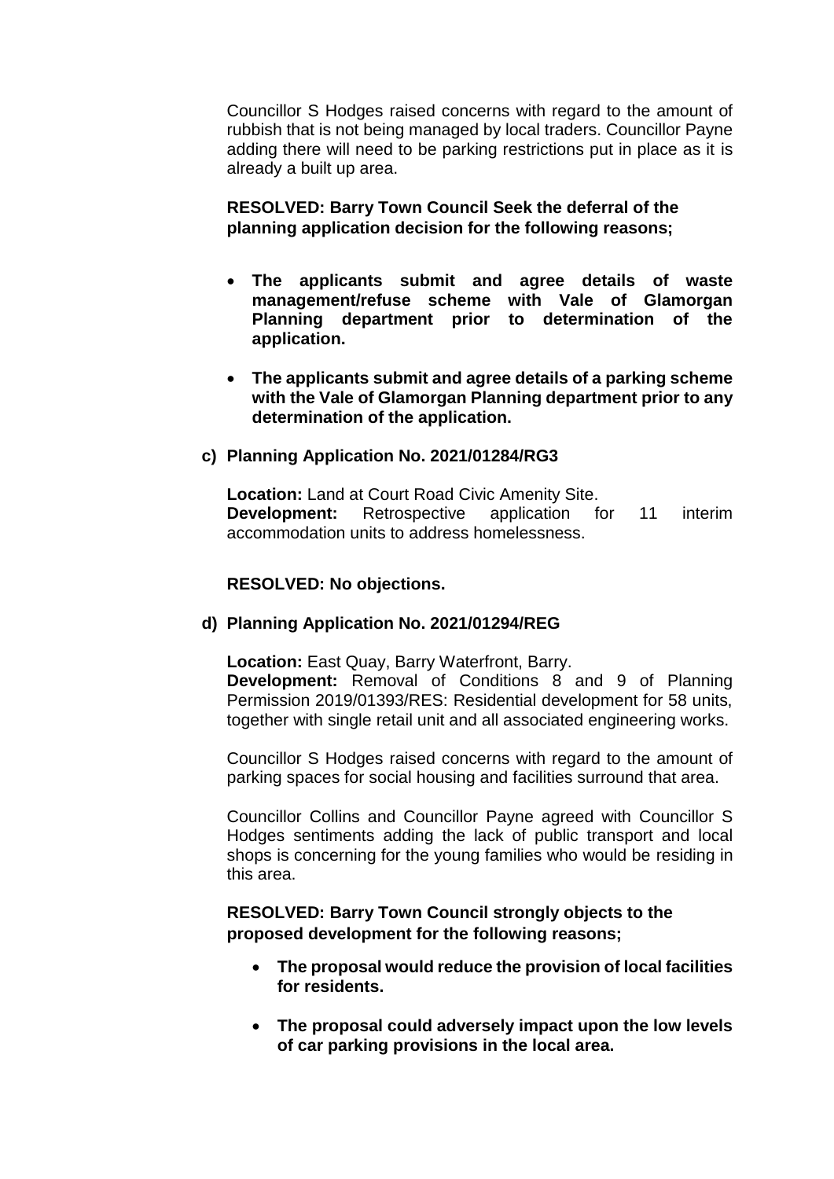Councillor S Hodges raised concerns with regard to the amount of rubbish that is not being managed by local traders. Councillor Payne adding there will need to be parking restrictions put in place as it is already a built up area.

**RESOLVED: Barry Town Council Seek the deferral of the planning application decision for the following reasons;**

- **The applicants submit and agree details of waste management/refuse scheme with Vale of Glamorgan Planning department prior to determination of the application.**
- **The applicants submit and agree details of a parking scheme with the Vale of Glamorgan Planning department prior to any determination of the application.**

**c) Planning Application No. 2021/01284/RG3**

**Location:** Land at Court Road Civic Amenity Site.
**Development:** Retrospective application for 11 interim accommodation units to address homelessness.

**RESOLVED: No objections.**

**d) Planning Application No. 2021/01294/REG**

**Location:** East Quay, Barry Waterfront, Barry.
**Development:** Removal of Conditions 8 and 9 of Planning Permission 2019/01393/RES: Residential development for 58 units, together with single retail unit and all associated engineering works.

Councillor S Hodges raised concerns with regard to the amount of parking spaces for social housing and facilities surround that area.

Councillor Collins and Councillor Payne agreed with Councillor S Hodges sentiments adding the lack of public transport and local shops is concerning for the young families who would be residing in this area.

**RESOLVED: Barry Town Council strongly objects to the proposed development for the following reasons;**

- **The proposal would reduce the provision of local facilities for residents.**
- **The proposal could adversely impact upon the low levels of car parking provisions in the local area.**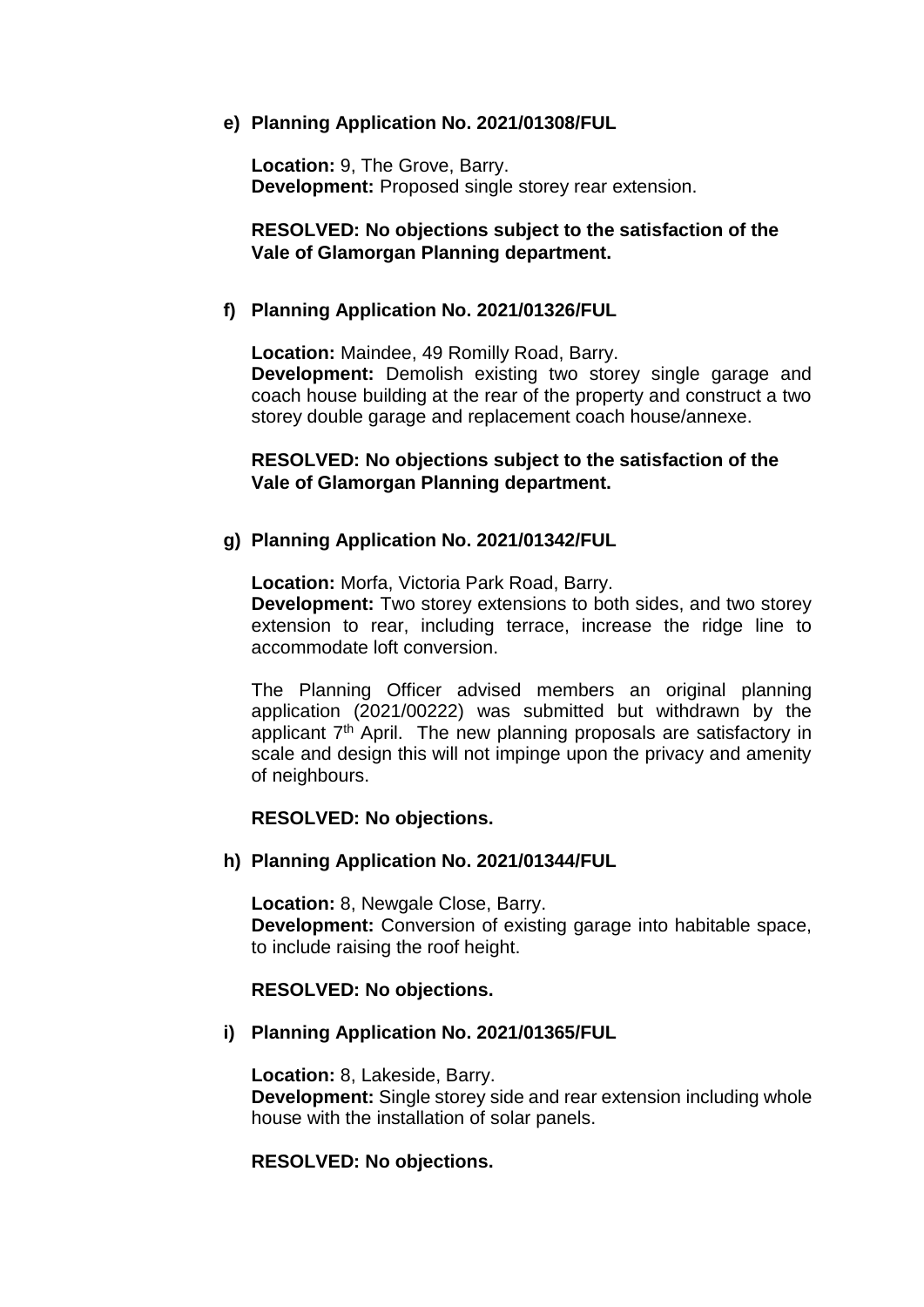**e) Planning Application No. 2021/01308/FUL**

**Location:** 9, The Grove, Barry.
**Development:** Proposed single storey rear extension.

**RESOLVED: No objections subject to the satisfaction of the Vale of Glamorgan Planning department.**

**f) Planning Application No. 2021/01326/FUL**

**Location:** Maindee, 49 Romilly Road, Barry.
**Development:** Demolish existing two storey single garage and coach house building at the rear of the property and construct a two storey double garage and replacement coach house/annexe.

**RESOLVED: No objections subject to the satisfaction of the Vale of Glamorgan Planning department.**

**g) Planning Application No. 2021/01342/FUL**

**Location:** Morfa, Victoria Park Road, Barry.
**Development:** Two storey extensions to both sides, and two storey extension to rear, including terrace, increase the ridge line to accommodate loft conversion.

The Planning Officer advised members an original planning application (2021/00222) was submitted but withdrawn by the applicant 7th April. The new planning proposals are satisfactory in scale and design this will not impinge upon the privacy and amenity of neighbours.

**RESOLVED: No objections.**

**h) Planning Application No. 2021/01344/FUL**

**Location:** 8, Newgale Close, Barry.
**Development:** Conversion of existing garage into habitable space, to include raising the roof height.

**RESOLVED: No objections.**

**i) Planning Application No. 2021/01365/FUL**

**Location:** 8, Lakeside, Barry.
**Development:** Single storey side and rear extension including whole house with the installation of solar panels.

**RESOLVED: No objections.**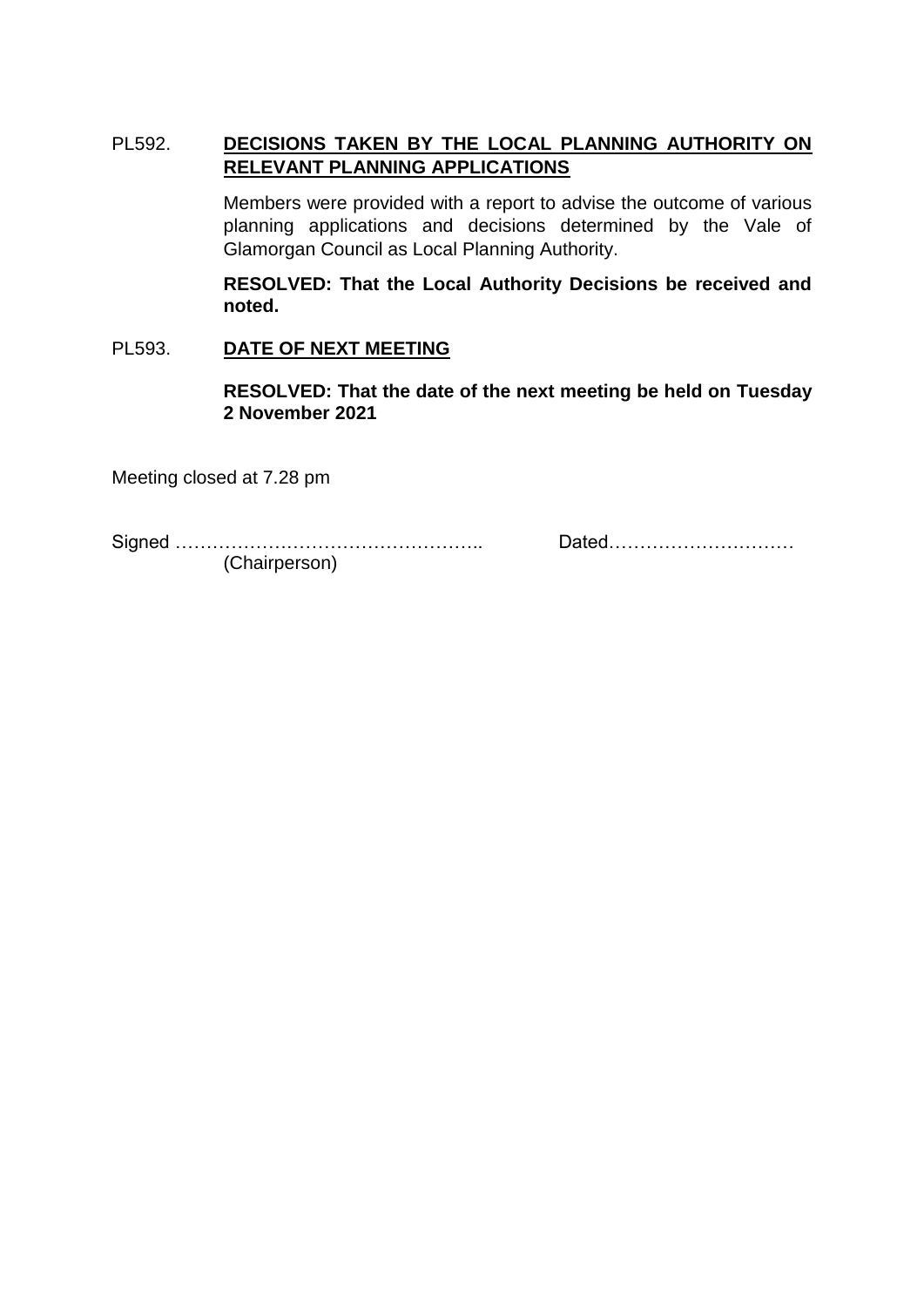PL592. **DECISIONS TAKEN BY THE LOCAL PLANNING AUTHORITY ON RELEVANT PLANNING APPLICATIONS**

Members were provided with a report to advise the outcome of various planning applications and decisions determined by the Vale of Glamorgan Council as Local Planning Authority.

**RESOLVED: That the Local Authority Decisions be received and noted.**

PL593. **DATE OF NEXT MEETING**

**RESOLVED: That the date of the next meeting be held on Tuesday 2 November 2021**

Meeting closed at 7.28 pm

Signed ………………………………………….. Dated…………………………
(Chairperson)